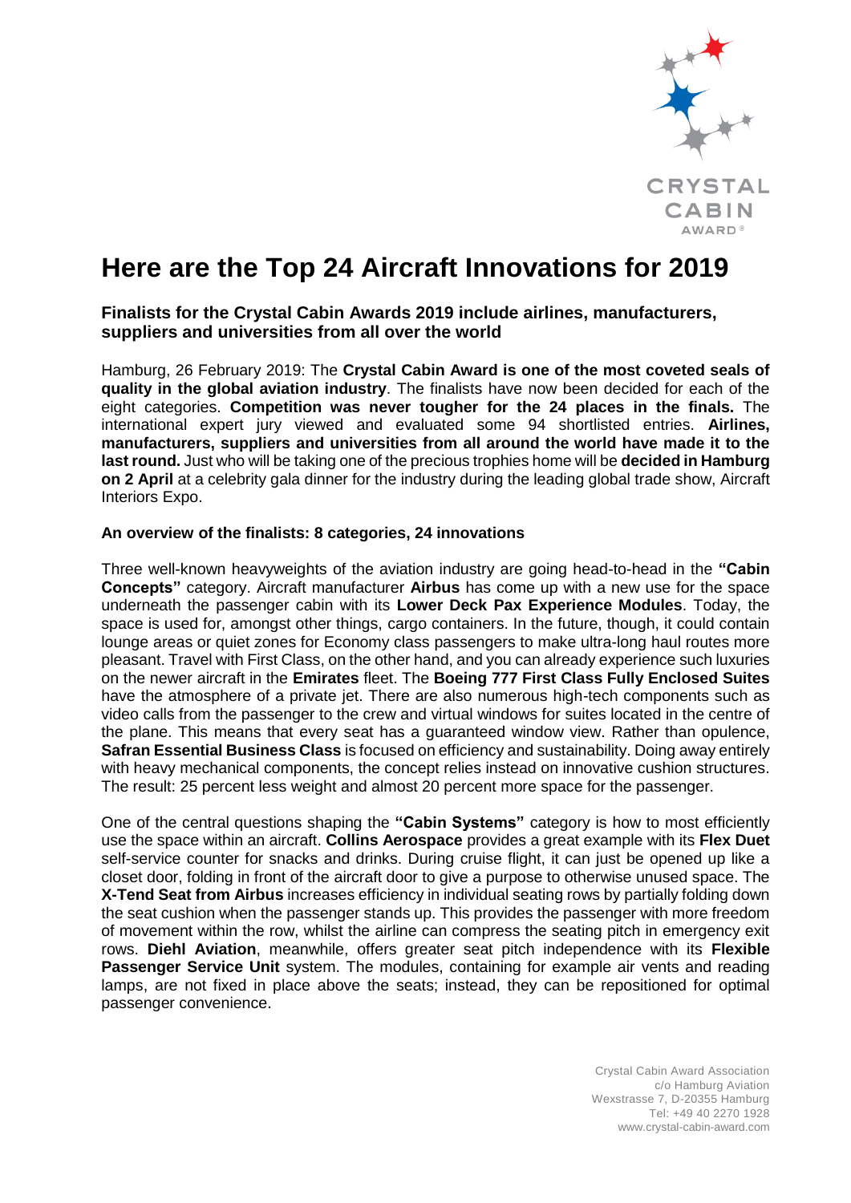CRYSTAL
CABIN
AWARD®

# Here are the Top 24 Aircraft Innovations for 2019

### Finalists for the Crystal Cabin Awards 2019 include airlines, manufacturers, suppliers and universities from all over the world

Hamburg, 26 February 2019: The **Crystal Cabin Award is one of the most coveted seals of quality in the global aviation industry**. The finalists have now been decided for each of the eight categories. **Competition was never tougher for the 24 places in the finals.** The international expert jury viewed and evaluated some 94 shortlisted entries. **Airlines, manufacturers, suppliers and universities from all around the world have made it to the last round.** Just who will be taking one of the precious trophies home will be **decided in Hamburg on 2 April** at a celebrity gala dinner for the industry during the leading global trade show, Aircraft Interiors Expo.

**An overview of the finalists: 8 categories, 24 innovations**

Three well-known heavyweights of the aviation industry are going head-to-head in the **"Cabin Concepts"** category. Aircraft manufacturer **Airbus** has come up with a new use for the space underneath the passenger cabin with its **Lower Deck Pax Experience Modules**. Today, the space is used for, amongst other things, cargo containers. In the future, though, it could contain lounge areas or quiet zones for Economy class passengers to make ultra-long haul routes more pleasant. Travel with First Class, on the other hand, and you can already experience such luxuries on the newer aircraft in the **Emirates** fleet. The **Boeing 777 First Class Fully Enclosed Suites** have the atmosphere of a private jet. There are also numerous high-tech components such as video calls from the passenger to the crew and virtual windows for suites located in the centre of the plane. This means that every seat has a guaranteed window view. Rather than opulence, **Safran Essential Business Class** is focused on efficiency and sustainability. Doing away entirely with heavy mechanical components, the concept relies instead on innovative cushion structures. The result: 25 percent less weight and almost 20 percent more space for the passenger.

One of the central questions shaping the **"Cabin Systems"** category is how to most efficiently use the space within an aircraft. **Collins Aerospace** provides a great example with its **Flex Duet** self-service counter for snacks and drinks. During cruise flight, it can just be opened up like a closet door, folding in front of the aircraft door to give a purpose to otherwise unused space. The **X-Tend Seat from Airbus** increases efficiency in individual seating rows by partially folding down the seat cushion when the passenger stands up. This provides the passenger with more freedom of movement within the row, whilst the airline can compress the seating pitch in emergency exit rows. **Diehl Aviation**, meanwhile, offers greater seat pitch independence with its **Flexible Passenger Service Unit** system. The modules, containing for example air vents and reading lamps, are not fixed in place above the seats; instead, they can be repositioned for optimal passenger convenience.

Crystal Cabin Award Association
c/o Hamburg Aviation
Wexstrasse 7, D-20355 Hamburg
Tel: +49 40 2270 1928
www.crystal-cabin-award.com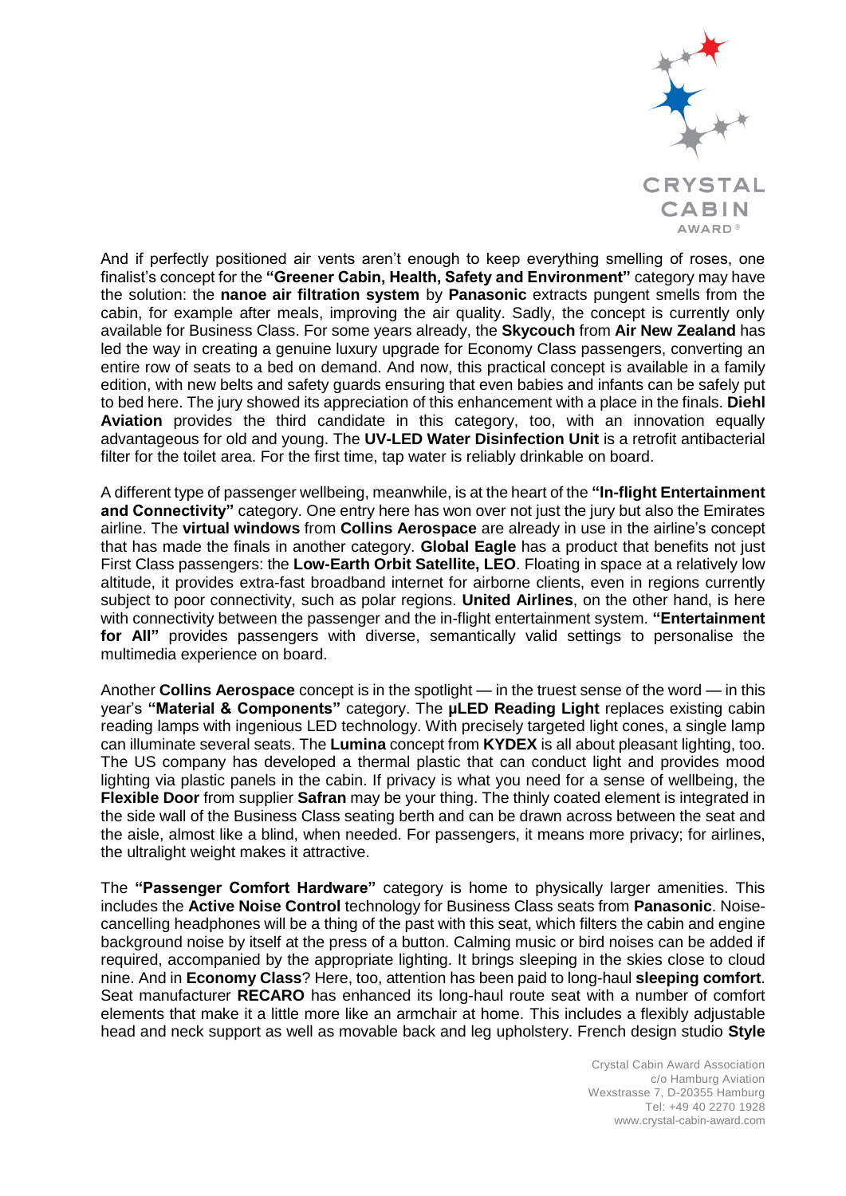And if perfectly positioned air vents aren't enough to keep everything smelling of roses, one finalist's concept for the **"Greener Cabin, Health, Safety and Environment"** category may have the solution: the **nanoe air filtration system** by **Panasonic** extracts pungent smells from the cabin, for example after meals, improving the air quality. Sadly, the concept is currently only available for Business Class. For some years already, the **Skycouch** from **Air New Zealand** has led the way in creating a genuine luxury upgrade for Economy Class passengers, converting an entire row of seats to a bed on demand. And now, this practical concept is available in a family edition, with new belts and safety guards ensuring that even babies and infants can be safely put to bed here. The jury showed its appreciation of this enhancement with a place in the finals. **Diehl Aviation** provides the third candidate in this category, too, with an innovation equally advantageous for old and young. The **UV-LED Water Disinfection Unit** is a retrofit antibacterial filter for the toilet area. For the first time, tap water is reliably drinkable on board.

A different type of passenger wellbeing, meanwhile, is at the heart of the **"In-flight Entertainment and Connectivity"** category. One entry here has won over not just the jury but also the Emirates airline. The **virtual windows** from **Collins Aerospace** are already in use in the airline's concept that has made the finals in another category. **Global Eagle** has a product that benefits not just First Class passengers: the **Low-Earth Orbit Satellite, LEO**. Floating in space at a relatively low altitude, it provides extra-fast broadband internet for airborne clients, even in regions currently subject to poor connectivity, such as polar regions. **United Airlines**, on the other hand, is here with connectivity between the passenger and the in-flight entertainment system. **"Entertainment for All"** provides passengers with diverse, semantically valid settings to personalise the multimedia experience on board.

Another **Collins Aerospace** concept is in the spotlight — in the truest sense of the word — in this year's **"Material & Components"** category. The **µLED Reading Light** replaces existing cabin reading lamps with ingenious LED technology. With precisely targeted light cones, a single lamp can illuminate several seats. The **Lumina** concept from **KYDEX** is all about pleasant lighting, too. The US company has developed a thermal plastic that can conduct light and provides mood lighting via plastic panels in the cabin. If privacy is what you need for a sense of wellbeing, the **Flexible Door** from supplier **Safran** may be your thing. The thinly coated element is integrated in the side wall of the Business Class seating berth and can be drawn across between the seat and the aisle, almost like a blind, when needed. For passengers, it means more privacy; for airlines, the ultralight weight makes it attractive.

The **"Passenger Comfort Hardware"** category is home to physically larger amenities. This includes the **Active Noise Control** technology for Business Class seats from **Panasonic**. Noise-cancelling headphones will be a thing of the past with this seat, which filters the cabin and engine background noise by itself at the press of a button. Calming music or bird noises can be added if required, accompanied by the appropriate lighting. It brings sleeping in the skies close to cloud nine. And in **Economy Class**? Here, too, attention has been paid to long-haul **sleeping comfort**. Seat manufacturer **RECARO** has enhanced its long-haul route seat with a number of comfort elements that make it a little more like an armchair at home. This includes a flexibly adjustable head and neck support as well as movable back and leg upholstery. French design studio **Style**

Crystal Cabin Award Association
c/o Hamburg Aviation
Wexstrasse 7, D-20355 Hamburg
Tel: +49 40 2270 1928
www.crystal-cabin-award.com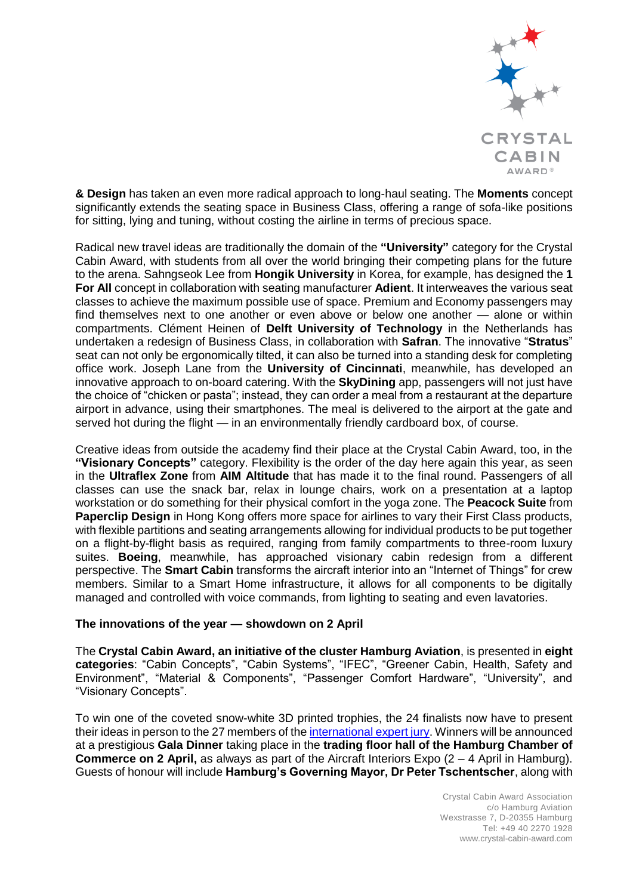**& Design** has taken an even more radical approach to long-haul seating. The **Moments** concept significantly extends the seating space in Business Class, offering a range of sofa-like positions for sitting, lying and tuning, without costing the airline in terms of precious space.

Radical new travel ideas are traditionally the domain of the **"University"** category for the Crystal Cabin Award, with students from all over the world bringing their competing plans for the future to the arena. Sahngseok Lee from **Hongik University** in Korea, for example, has designed the **1 For All** concept in collaboration with seating manufacturer **Adient**. It interweaves the various seat classes to achieve the maximum possible use of space. Premium and Economy passengers may find themselves next to one another or even above or below one another — alone or within compartments. Clément Heinen of **Delft University of Technology** in the Netherlands has undertaken a redesign of Business Class, in collaboration with **Safran**. The innovative "**Stratus**" seat can not only be ergonomically tilted, it can also be turned into a standing desk for completing office work. Joseph Lane from the **University of Cincinnati**, meanwhile, has developed an innovative approach to on-board catering. With the **SkyDining** app, passengers will not just have the choice of "chicken or pasta"; instead, they can order a meal from a restaurant at the departure airport in advance, using their smartphones. The meal is delivered to the airport at the gate and served hot during the flight — in an environmentally friendly cardboard box, of course.

Creative ideas from outside the academy find their place at the Crystal Cabin Award, too, in the **"Visionary Concepts"** category. Flexibility is the order of the day here again this year, as seen in the **Ultraflex Zone** from **AIM Altitude** that has made it to the final round. Passengers of all classes can use the snack bar, relax in lounge chairs, work on a presentation at a laptop workstation or do something for their physical comfort in the yoga zone. The **Peacock Suite** from **Paperclip Design** in Hong Kong offers more space for airlines to vary their First Class products, with flexible partitions and seating arrangements allowing for individual products to be put together on a flight-by-flight basis as required, ranging from family compartments to three-room luxury suites. **Boeing**, meanwhile, has approached visionary cabin redesign from a different perspective. The **Smart Cabin** transforms the aircraft interior into an "Internet of Things" for crew members. Similar to a Smart Home infrastructure, it allows for all components to be digitally managed and controlled with voice commands, from lighting to seating and even lavatories.

**The innovations of the year — showdown on 2 April**

The **Crystal Cabin Award, an initiative of the cluster Hamburg Aviation**, is presented in **eight categories**: "Cabin Concepts", "Cabin Systems", "IFEC", "Greener Cabin, Health, Safety and Environment", "Material & Components", "Passenger Comfort Hardware", "University", and "Visionary Concepts".

To win one of the coveted snow-white 3D printed trophies, the 24 finalists now have to present their ideas in person to the 27 members of the international expert jury. Winners will be announced at a prestigious **Gala Dinner** taking place in the **trading floor hall of the Hamburg Chamber of Commerce on 2 April,** as always as part of the Aircraft Interiors Expo (2 – 4 April in Hamburg). Guests of honour will include **Hamburg's Governing Mayor, Dr Peter Tschentscher**, along with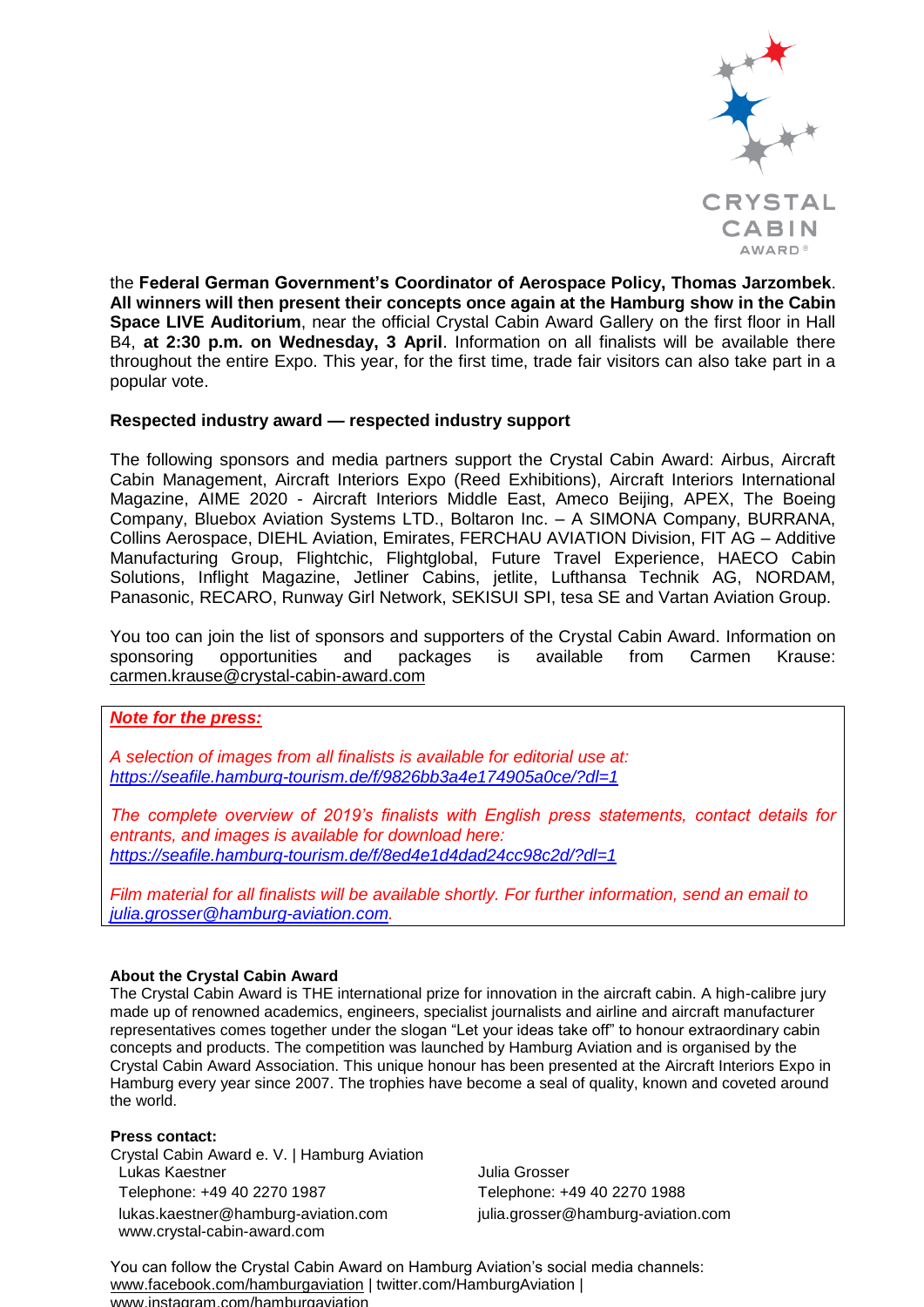the **Federal German Government's Coordinator of Aerospace Policy, Thomas Jarzombek**. **All winners will then present their concepts once again at the Hamburg show in the Cabin Space LIVE Auditorium**, near the official Crystal Cabin Award Gallery on the first floor in Hall B4, **at 2:30 p.m. on Wednesday, 3 April**. Information on all finalists will be available there throughout the entire Expo. This year, for the first time, trade fair visitors can also take part in a popular vote.

**Respected industry award — respected industry support**

The following sponsors and media partners support the Crystal Cabin Award: Airbus, Aircraft Cabin Management, Aircraft Interiors Expo (Reed Exhibitions), Aircraft Interiors International Magazine, AIME 2020 - Aircraft Interiors Middle East, Ameco Beijing, APEX, The Boeing Company, Bluebox Aviation Systems LTD., Boltaron Inc. – A SIMONA Company, BURRANA, Collins Aerospace, DIEHL Aviation, Emirates, FERCHAU AVIATION Division, FIT AG – Additive Manufacturing Group, Flightchic, Flightglobal, Future Travel Experience, HAECO Cabin Solutions, Inflight Magazine, Jetliner Cabins, jetlite, Lufthansa Technik AG, NORDAM, Panasonic, RECARO, Runway Girl Network, SEKISUI SPI, tesa SE and Vartan Aviation Group.

You too can join the list of sponsors and supporters of the Crystal Cabin Award. Information on sponsoring opportunities and packages is available from Carmen Krause: carmen.krause@crystal-cabin-award.com

***Note for the press:***

*A selection of images from all finalists is available for editorial use at:*
*https://seafile.hamburg-tourism.de/f/9826bb3a4e174905a0ce/?dl=1*

*The complete overview of 2019's finalists with English press statements, contact details for entrants, and images is available for download here:*
*https://seafile.hamburg-tourism.de/f/8ed4e1d4dad24cc98c2d/?dl=1*

*Film material for all finalists will be available shortly. For further information, send an email to julia.grosser@hamburg-aviation.com.*

**About the Crystal Cabin Award**
The Crystal Cabin Award is THE international prize for innovation in the aircraft cabin. A high-calibre jury made up of renowned academics, engineers, specialist journalists and airline and aircraft manufacturer representatives comes together under the slogan "Let your ideas take off" to honour extraordinary cabin concepts and products. The competition was launched by Hamburg Aviation and is organised by the Crystal Cabin Award Association. This unique honour has been presented at the Aircraft Interiors Expo in Hamburg every year since 2007. The trophies have become a seal of quality, known and coveted around the world.

**Press contact:**
Crystal Cabin Award e. V. | Hamburg Aviation

Lukas Kaestner
Telephone: +49 40 2270 1987
lukas.kaestner@hamburg-aviation.com
www.crystal-cabin-award.com

Julia Grosser
Telephone: +49 40 2270 1988
julia.grosser@hamburg-aviation.com

You can follow the Crystal Cabin Award on Hamburg Aviation's social media channels:
www.facebook.com/hamburgaviation | twitter.com/HamburgAviation |
www.instagram.com/hamburgaviation